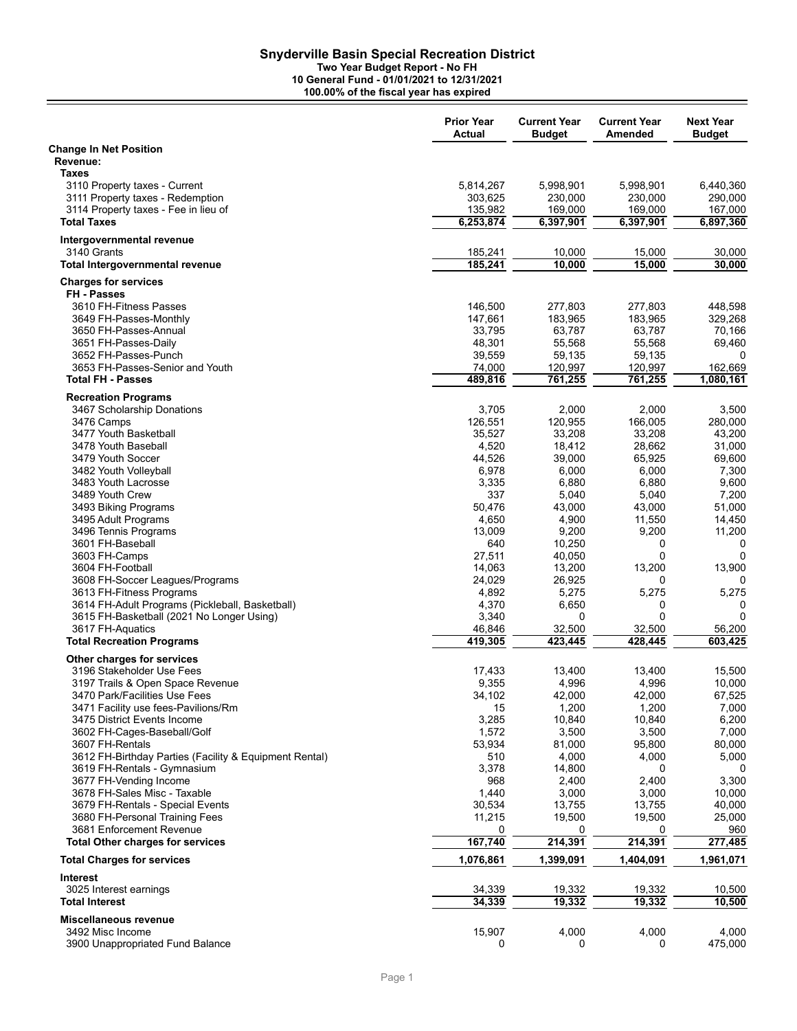# Snyderville Basin Special Recreation District

**Two Year Budget Report - No FH**
**10 General Fund - 01/01/2021 to 12/31/2021**
**100.00% of the fiscal year has expired**

| | Prior Year Actual | Current Year Budget | Current Year Amended | Next Year Budget |
|---|---|---|---|---|
| **Change In Net Position** | | | | |
| **Revenue:** | | | | |
| **Taxes** | | | | |
| 3110 Property taxes - Current | 5,814,267 | 5,998,901 | 5,998,901 | 6,440,360 |
| 3111 Property taxes - Redemption | 303,625 | 230,000 | 230,000 | 290,000 |
| 3114 Property taxes - Fee in lieu of | 135,982 | 169,000 | 169,000 | 167,000 |
| **Total Taxes** | **6,253,874** | **6,397,901** | **6,397,901** | **6,897,360** |
| **Intergovernmental revenue** | | | | |
| 3140 Grants | 185,241 | 10,000 | 15,000 | 30,000 |
| **Total Intergovernmental revenue** | **185,241** | **10,000** | **15,000** | **30,000** |
| **Charges for services** | | | | |
| **FH - Passes** | | | | |
| 3610 FH-Fitness Passes | 146,500 | 277,803 | 277,803 | 448,598 |
| 3649 FH-Passes-Monthly | 147,661 | 183,965 | 183,965 | 329,268 |
| 3650 FH-Passes-Annual | 33,795 | 63,787 | 63,787 | 70,166 |
| 3651 FH-Passes-Daily | 48,301 | 55,568 | 55,568 | 69,460 |
| 3652 FH-Passes-Punch | 39,559 | 59,135 | 59,135 | 0 |
| 3653 FH-Passes-Senior and Youth | 74,000 | 120,997 | 120,997 | 162,669 |
| **Total FH - Passes** | **489,816** | **761,255** | **761,255** | **1,080,161** |
| **Recreation Programs** | | | | |
| 3467 Scholarship Donations | 3,705 | 2,000 | 2,000 | 3,500 |
| 3476 Camps | 126,551 | 120,955 | 166,005 | 280,000 |
| 3477 Youth Basketball | 35,527 | 33,208 | 33,208 | 43,200 |
| 3478 Youth Baseball | 4,520 | 18,412 | 28,662 | 31,000 |
| 3479 Youth Soccer | 44,526 | 39,000 | 65,925 | 69,600 |
| 3482 Youth Volleyball | 6,978 | 6,000 | 6,000 | 7,300 |
| 3483 Youth Lacrosse | 3,335 | 6,880 | 6,880 | 9,600 |
| 3489 Youth Crew | 337 | 5,040 | 5,040 | 7,200 |
| 3493 Biking Programs | 50,476 | 43,000 | 43,000 | 51,000 |
| 3495 Adult Programs | 4,650 | 4,900 | 11,550 | 14,450 |
| 3496 Tennis Programs | 13,009 | 9,200 | 9,200 | 11,200 |
| 3601 FH-Baseball | 640 | 10,250 | 0 | 0 |
| 3603 FH-Camps | 27,511 | 40,050 | 0 | 0 |
| 3604 FH-Football | 14,063 | 13,200 | 13,200 | 13,900 |
| 3608 FH-Soccer Leagues/Programs | 24,029 | 26,925 | 0 | 0 |
| 3613 FH-Fitness Programs | 4,892 | 5,275 | 5,275 | 5,275 |
| 3614 FH-Adult Programs (Pickleball, Basketball) | 4,370 | 6,650 | 0 | 0 |
| 3615 FH-Basketball (2021 No Longer Using) | 3,340 | 0 | 0 | 0 |
| 3617 FH-Aquatics | 46,846 | 32,500 | 32,500 | 56,200 |
| **Total Recreation Programs** | **419,305** | **423,445** | **428,445** | **603,425** |
| **Other charges for services** | | | | |
| 3196 Stakeholder Use Fees | 17,433 | 13,400 | 13,400 | 15,500 |
| 3197 Trails & Open Space Revenue | 9,355 | 4,996 | 4,996 | 10,000 |
| 3470 Park/Facilities Use Fees | 34,102 | 42,000 | 42,000 | 67,525 |
| 3471 Facility use fees-Pavilions/Rm | 15 | 1,200 | 1,200 | 7,000 |
| 3475 District Events Income | 3,285 | 10,840 | 10,840 | 6,200 |
| 3602 FH-Cages-Baseball/Golf | 1,572 | 3,500 | 3,500 | 7,000 |
| 3607 FH-Rentals | 53,934 | 81,000 | 95,800 | 80,000 |
| 3612 FH-Birthday Parties (Facility & Equipment Rental) | 510 | 4,000 | 4,000 | 5,000 |
| 3619 FH-Rentals - Gymnasium | 3,378 | 14,800 | 0 | 0 |
| 3677 FH-Vending Income | 968 | 2,400 | 2,400 | 3,300 |
| 3678 FH-Sales Misc - Taxable | 1,440 | 3,000 | 3,000 | 10,000 |
| 3679 FH-Rentals - Special Events | 30,534 | 13,755 | 13,755 | 40,000 |
| 3680 FH-Personal Training Fees | 11,215 | 19,500 | 19,500 | 25,000 |
| 3681 Enforcement Revenue | 0 | 0 | 0 | 960 |
| **Total Other charges for services** | **167,740** | **214,391** | **214,391** | **277,485** |
| **Total Charges for services** | **1,076,861** | **1,399,091** | **1,404,091** | **1,961,071** |
| **Interest** | | | | |
| 3025 Interest earnings | 34,339 | 19,332 | 19,332 | 10,500 |
| **Total Interest** | **34,339** | **19,332** | **19,332** | **10,500** |
| **Miscellaneous revenue** | | | | |
| 3492 Misc Income | 15,907 | 4,000 | 4,000 | 4,000 |
| 3900 Unappropriated Fund Balance | 0 | 0 | 0 | 475,000 |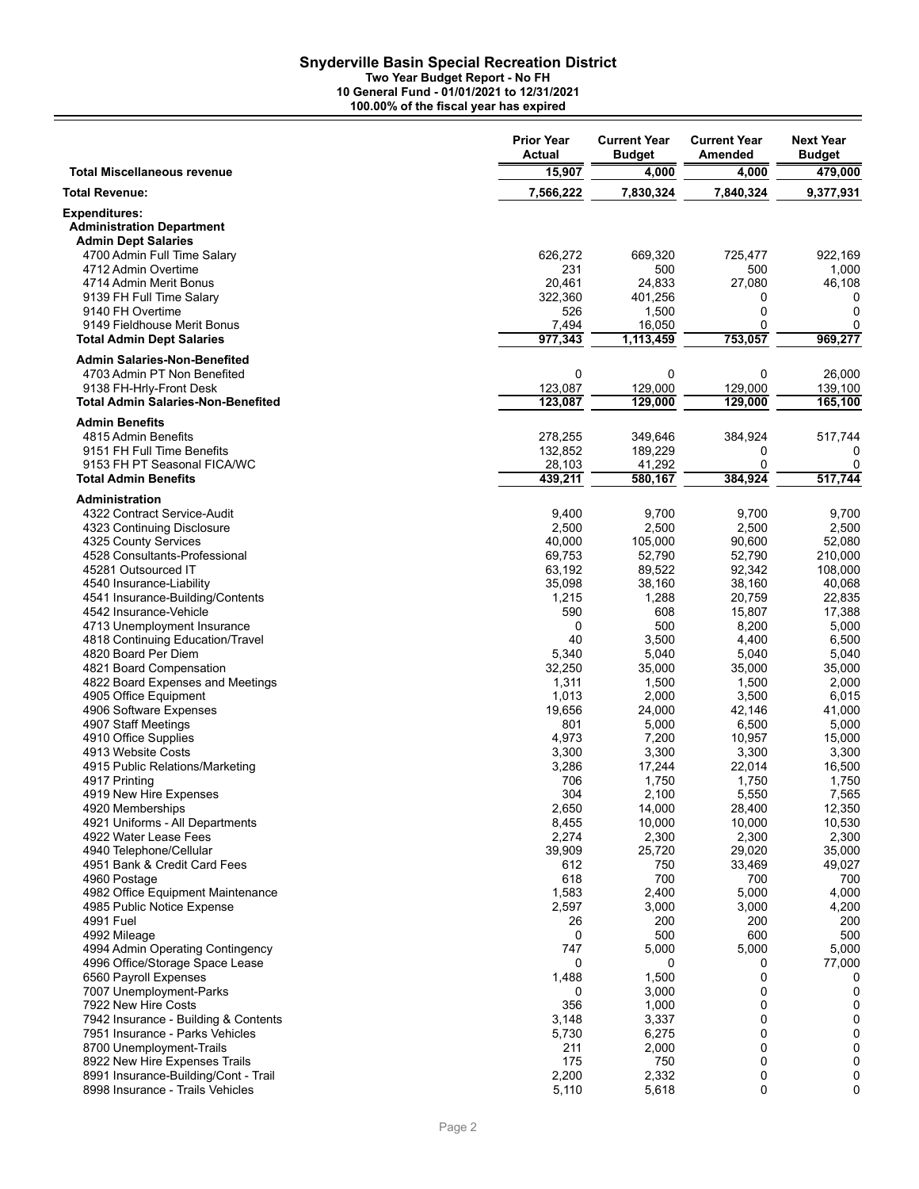# Snyderville Basin Special Recreation District

**Two Year Budget Report - No FH**
**10 General Fund - 01/01/2021 to 12/31/2021**
**100.00% of the fiscal year has expired**

| | Prior Year Actual | Current Year Budget | Current Year Amended | Next Year Budget |
|---|---|---|---|---|
| **Total Miscellaneous revenue** | 15,907 | 4,000 | 4,000 | 479,000 |
| **Total Revenue:** | 7,566,222 | 7,830,324 | 7,840,324 | 9,377,931 |
| **Expenditures:** | | | | |
| **Administration Department** | | | | |
| **Admin Dept Salaries** | | | | |
| 4700 Admin Full Time Salary | 626,272 | 669,320 | 725,477 | 922,169 |
| 4712 Admin Overtime | 231 | 500 | 500 | 1,000 |
| 4714 Admin Merit Bonus | 20,461 | 24,833 | 27,080 | 46,108 |
| 9139 FH Full Time Salary | 322,360 | 401,256 | 0 | 0 |
| 9140 FH Overtime | 526 | 1,500 | 0 | 0 |
| 9149 Fieldhouse Merit Bonus | 7,494 | 16,050 | 0 | 0 |
| **Total Admin Dept Salaries** | 977,343 | 1,113,459 | 753,057 | 969,277 |
| **Admin Salaries-Non-Benefited** | | | | |
| 4703 Admin PT Non Benefited | 0 | 0 | 0 | 26,000 |
| 9138 FH-Hrly-Front Desk | 123,087 | 129,000 | 129,000 | 139,100 |
| **Total Admin Salaries-Non-Benefited** | 123,087 | 129,000 | 129,000 | 165,100 |
| **Admin Benefits** | | | | |
| 4815 Admin Benefits | 278,255 | 349,646 | 384,924 | 517,744 |
| 9151 FH Full Time Benefits | 132,852 | 189,229 | 0 | 0 |
| 9153 FH PT Seasonal FICA/WC | 28,103 | 41,292 | 0 | 0 |
| **Total Admin Benefits** | 439,211 | 580,167 | 384,924 | 517,744 |
| **Administration** | | | | |
| 4322 Contract Service-Audit | 9,400 | 9,700 | 9,700 | 9,700 |
| 4323 Continuing Disclosure | 2,500 | 2,500 | 2,500 | 2,500 |
| 4325 County Services | 40,000 | 105,000 | 90,600 | 52,080 |
| 4528 Consultants-Professional | 69,753 | 52,790 | 52,790 | 210,000 |
| 45281 Outsourced IT | 63,192 | 89,522 | 92,342 | 108,000 |
| 4540 Insurance-Liability | 35,098 | 38,160 | 38,160 | 40,068 |
| 4541 Insurance-Building/Contents | 1,215 | 1,288 | 20,759 | 22,835 |
| 4542 Insurance-Vehicle | 590 | 608 | 15,807 | 17,388 |
| 4713 Unemployment Insurance | 0 | 500 | 8,200 | 5,000 |
| 4818 Continuing Education/Travel | 40 | 3,500 | 4,400 | 6,500 |
| 4820 Board Per Diem | 5,340 | 5,040 | 5,040 | 5,040 |
| 4821 Board Compensation | 32,250 | 35,000 | 35,000 | 35,000 |
| 4822 Board Expenses and Meetings | 1,311 | 1,500 | 1,500 | 2,000 |
| 4905 Office Equipment | 1,013 | 2,000 | 3,500 | 6,015 |
| 4906 Software Expenses | 19,656 | 24,000 | 42,146 | 41,000 |
| 4907 Staff Meetings | 801 | 5,000 | 6,500 | 5,000 |
| 4910 Office Supplies | 4,973 | 7,200 | 10,957 | 15,000 |
| 4913 Website Costs | 3,300 | 3,300 | 3,300 | 3,300 |
| 4915 Public Relations/Marketing | 3,286 | 17,244 | 22,014 | 16,500 |
| 4917 Printing | 706 | 1,750 | 1,750 | 1,750 |
| 4919 New Hire Expenses | 304 | 2,100 | 5,550 | 7,565 |
| 4920 Memberships | 2,650 | 14,000 | 28,400 | 12,350 |
| 4921 Uniforms - All Departments | 8,455 | 10,000 | 10,000 | 10,530 |
| 4922 Water Lease Fees | 2,274 | 2,300 | 2,300 | 2,300 |
| 4940 Telephone/Cellular | 39,909 | 25,720 | 29,020 | 35,000 |
| 4951 Bank & Credit Card Fees | 612 | 750 | 33,469 | 49,027 |
| 4960 Postage | 618 | 700 | 700 | 700 |
| 4982 Office Equipment Maintenance | 1,583 | 2,400 | 5,000 | 4,000 |
| 4985 Public Notice Expense | 2,597 | 3,000 | 3,000 | 4,200 |
| 4991 Fuel | 26 | 200 | 200 | 200 |
| 4992 Mileage | 0 | 500 | 600 | 500 |
| 4994 Admin Operating Contingency | 747 | 5,000 | 5,000 | 5,000 |
| 4996 Office/Storage Space Lease | 0 | 0 | 0 | 77,000 |
| 6560 Payroll Expenses | 1,488 | 1,500 | 0 | 0 |
| 7007 Unemployment-Parks | 0 | 3,000 | 0 | 0 |
| 7922 New Hire Costs | 356 | 1,000 | 0 | 0 |
| 7942 Insurance - Building & Contents | 3,148 | 3,337 | 0 | 0 |
| 7951 Insurance - Parks Vehicles | 5,730 | 6,275 | 0 | 0 |
| 8700 Unemployment-Trails | 211 | 2,000 | 0 | 0 |
| 8922 New Hire Expenses Trails | 175 | 750 | 0 | 0 |
| 8991 Insurance-Building/Cont - Trail | 2,200 | 2,332 | 0 | 0 |
| 8998 Insurance - Trails Vehicles | 5,110 | 5,618 | 0 | 0 |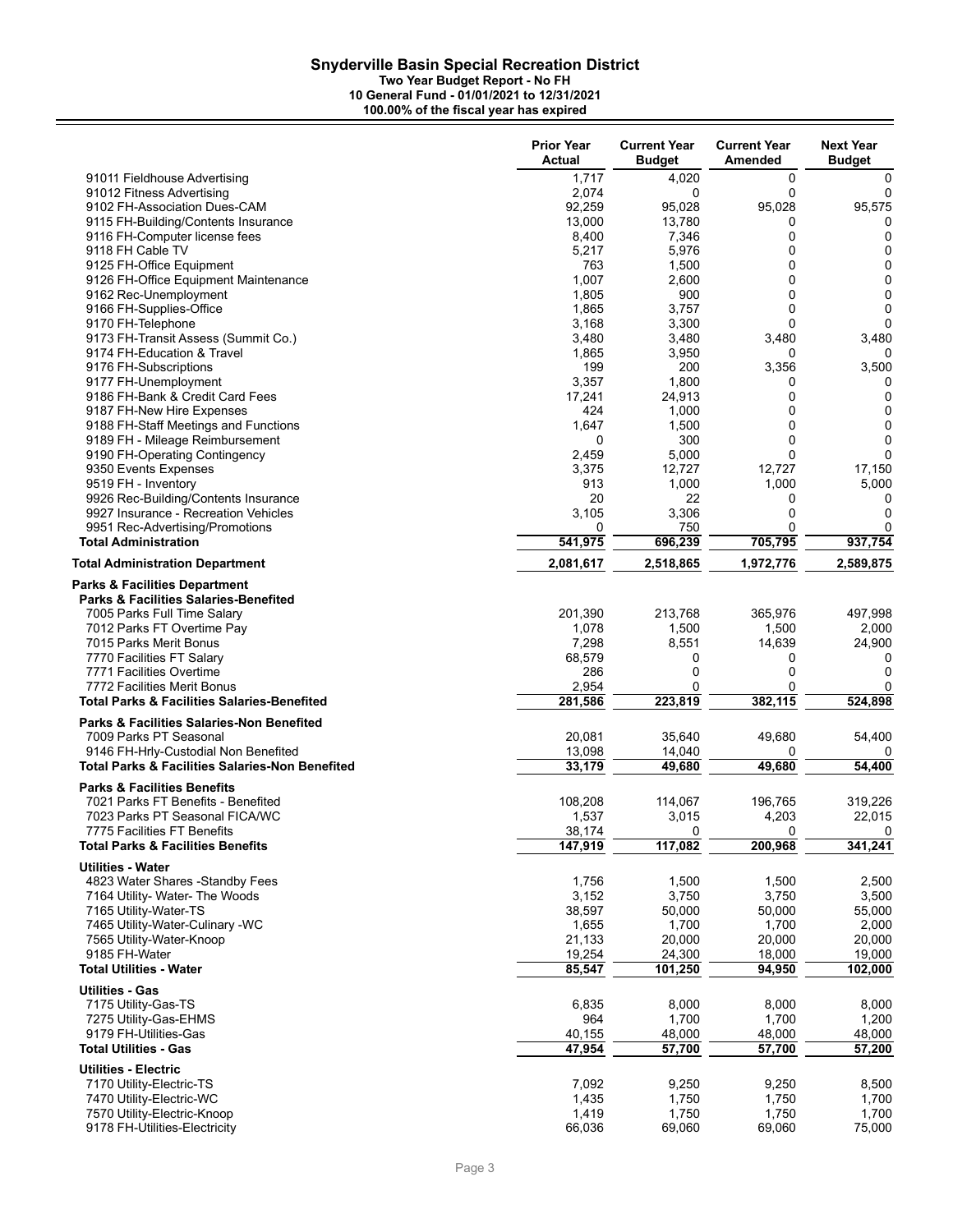# Snyderville Basin Special Recreation District

**Two Year Budget Report - No FH**
**10 General Fund - 01/01/2021 to 12/31/2021**
**100.00% of the fiscal year has expired**

| | Prior Year Actual | Current Year Budget | Current Year Amended | Next Year Budget |
|---|---|---|---|---|
| 91011 Fieldhouse Advertising | 1,717 | 4,020 | 0 | 0 |
| 91012 Fitness Advertising | 2,074 | 0 | 0 | 0 |
| 9102 FH-Association Dues-CAM | 92,259 | 95,028 | 95,028 | 95,575 |
| 9115 FH-Building/Contents Insurance | 13,000 | 13,780 | 0 | 0 |
| 9116 FH-Computer license fees | 8,400 | 7,346 | 0 | 0 |
| 9118 FH Cable TV | 5,217 | 5,976 | 0 | 0 |
| 9125 FH-Office Equipment | 763 | 1,500 | 0 | 0 |
| 9126 FH-Office Equipment Maintenance | 1,007 | 2,600 | 0 | 0 |
| 9162 Rec-Unemployment | 1,805 | 900 | 0 | 0 |
| 9166 FH-Supplies-Office | 1,865 | 3,757 | 0 | 0 |
| 9170 FH-Telephone | 3,168 | 3,300 | 0 | 0 |
| 9173 FH-Transit Assess (Summit Co.) | 3,480 | 3,480 | 3,480 | 3,480 |
| 9174 FH-Education & Travel | 1,865 | 3,950 | 0 | 0 |
| 9176 FH-Subscriptions | 199 | 200 | 3,356 | 3,500 |
| 9177 FH-Unemployment | 3,357 | 1,800 | 0 | 0 |
| 9186 FH-Bank & Credit Card Fees | 17,241 | 24,913 | 0 | 0 |
| 9187 FH-New Hire Expenses | 424 | 1,000 | 0 | 0 |
| 9188 FH-Staff Meetings and Functions | 1,647 | 1,500 | 0 | 0 |
| 9189 FH - Mileage Reimbursement | 0 | 300 | 0 | 0 |
| 9190 FH-Operating Contingency | 2,459 | 5,000 | 0 | 0 |
| 9350 Events Expenses | 3,375 | 12,727 | 12,727 | 17,150 |
| 9519 FH - Inventory | 913 | 1,000 | 1,000 | 5,000 |
| 9926 Rec-Building/Contents Insurance | 20 | 22 | 0 | 0 |
| 9927 Insurance - Recreation Vehicles | 3,105 | 3,306 | 0 | 0 |
| 9951 Rec-Advertising/Promotions | 0 | 750 | 0 | 0 |
| **Total Administration** | **541,975** | **696,239** | **705,795** | **937,754** |
| **Total Administration Department** | **2,081,617** | **2,518,865** | **1,972,776** | **2,589,875** |
| **Parks & Facilities Department** | | | | |
| **Parks & Facilities Salaries-Benefited** | | | | |
| 7005 Parks Full Time Salary | 201,390 | 213,768 | 365,976 | 497,998 |
| 7012 Parks FT Overtime Pay | 1,078 | 1,500 | 1,500 | 2,000 |
| 7015 Parks Merit Bonus | 7,298 | 8,551 | 14,639 | 24,900 |
| 7770 Facilities FT Salary | 68,579 | 0 | 0 | 0 |
| 7771 Facilities Overtime | 286 | 0 | 0 | 0 |
| 7772 Facilities Merit Bonus | 2,954 | 0 | 0 | 0 |
| **Total Parks & Facilities Salaries-Benefited** | **281,586** | **223,819** | **382,115** | **524,898** |
| **Parks & Facilities Salaries-Non Benefited** | | | | |
| 7009 Parks PT Seasonal | 20,081 | 35,640 | 49,680 | 54,400 |
| 9146 FH-Hrly-Custodial Non Benefited | 13,098 | 14,040 | 0 | 0 |
| **Total Parks & Facilities Salaries-Non Benefited** | **33,179** | **49,680** | **49,680** | **54,400** |
| **Parks & Facilities Benefits** | | | | |
| 7021 Parks FT Benefits - Benefited | 108,208 | 114,067 | 196,765 | 319,226 |
| 7023 Parks PT Seasonal FICA/WC | 1,537 | 3,015 | 4,203 | 22,015 |
| 7775 Facilities FT Benefits | 38,174 | 0 | 0 | 0 |
| **Total Parks & Facilities Benefits** | **147,919** | **117,082** | **200,968** | **341,241** |
| **Utilities - Water** | | | | |
| 4823 Water Shares -Standby Fees | 1,756 | 1,500 | 1,500 | 2,500 |
| 7164 Utility- Water- The Woods | 3,152 | 3,750 | 3,750 | 3,500 |
| 7165 Utility-Water-TS | 38,597 | 50,000 | 50,000 | 55,000 |
| 7465 Utility-Water-Culinary -WC | 1,655 | 1,700 | 1,700 | 2,000 |
| 7565 Utility-Water-Knoop | 21,133 | 20,000 | 20,000 | 20,000 |
| 9185 FH-Water | 19,254 | 24,300 | 18,000 | 19,000 |
| **Total Utilities - Water** | **85,547** | **101,250** | **94,950** | **102,000** |
| **Utilities - Gas** | | | | |
| 7175 Utility-Gas-TS | 6,835 | 8,000 | 8,000 | 8,000 |
| 7275 Utility-Gas-EHMS | 964 | 1,700 | 1,700 | 1,200 |
| 9179 FH-Utilities-Gas | 40,155 | 48,000 | 48,000 | 48,000 |
| **Total Utilities - Gas** | **47,954** | **57,700** | **57,700** | **57,200** |
| **Utilities - Electric** | | | | |
| 7170 Utility-Electric-TS | 7,092 | 9,250 | 9,250 | 8,500 |
| 7470 Utility-Electric-WC | 1,435 | 1,750 | 1,750 | 1,700 |
| 7570 Utility-Electric-Knoop | 1,419 | 1,750 | 1,750 | 1,700 |
| 9178 FH-Utilities-Electricity | 66,036 | 69,060 | 69,060 | 75,000 |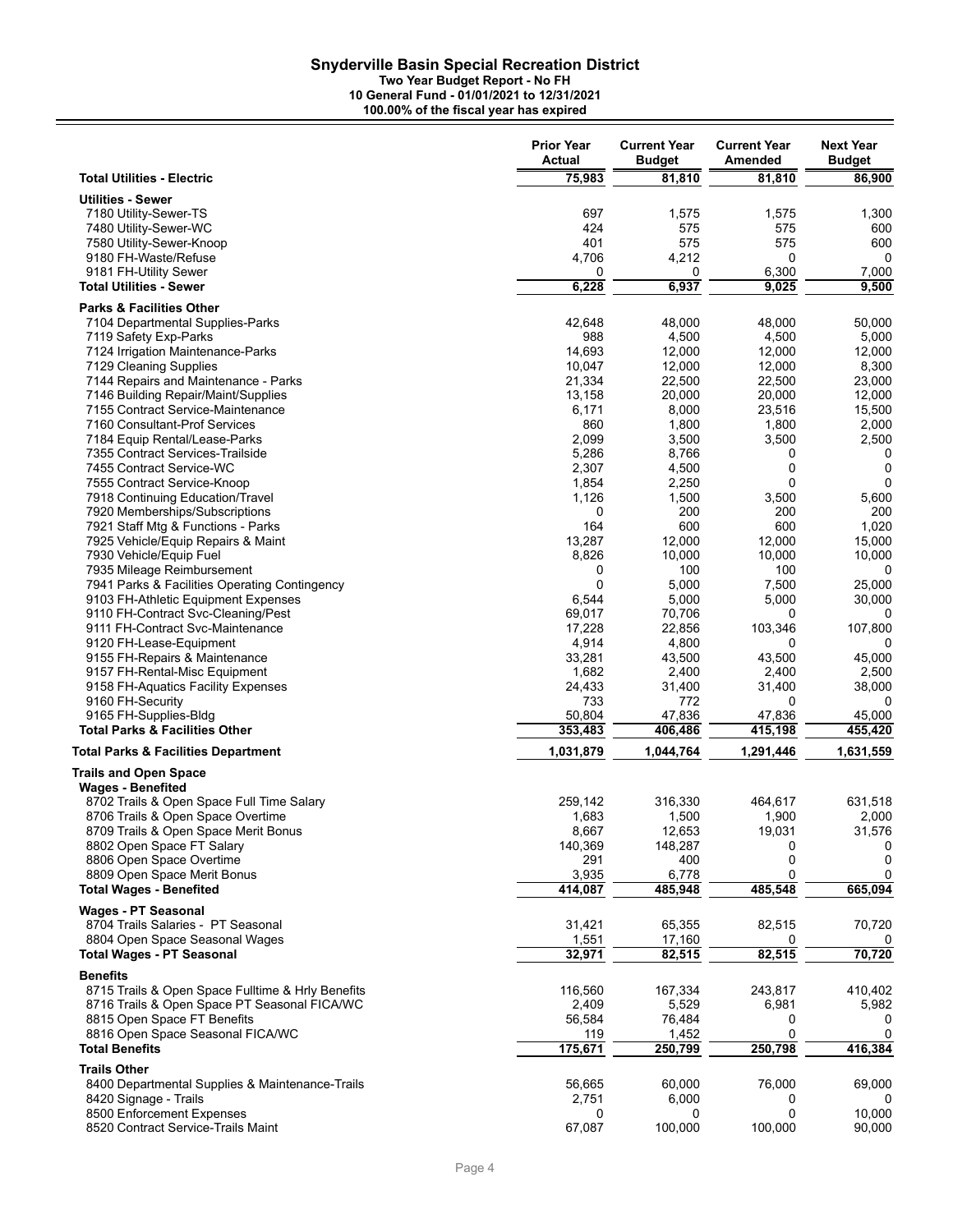# Snyderville Basin Special Recreation District

**Two Year Budget Report - No FH**
**10 General Fund - 01/01/2021 to 12/31/2021**
**100.00% of the fiscal year has expired**

| | Prior Year Actual | Current Year Budget | Current Year Amended | Next Year Budget |
|---|---|---|---|---|
| **Total Utilities - Electric** | **75,983** | **81,810** | **81,810** | **86,900** |
| **Utilities - Sewer** | | | | |
| 7180 Utility-Sewer-TS | 697 | 1,575 | 1,575 | 1,300 |
| 7480 Utility-Sewer-WC | 424 | 575 | 575 | 600 |
| 7580 Utility-Sewer-Knoop | 401 | 575 | 575 | 600 |
| 9180 FH-Waste/Refuse | 4,706 | 4,212 | 0 | 0 |
| 9181 FH-Utility Sewer | 0 | 0 | 6,300 | 7,000 |
| **Total Utilities - Sewer** | **6,228** | **6,937** | **9,025** | **9,500** |
| **Parks & Facilities Other** | | | | |
| 7104 Departmental Supplies-Parks | 42,648 | 48,000 | 48,000 | 50,000 |
| 7119 Safety Exp-Parks | 988 | 4,500 | 4,500 | 5,000 |
| 7124 Irrigation Maintenance-Parks | 14,693 | 12,000 | 12,000 | 12,000 |
| 7129 Cleaning Supplies | 10,047 | 12,000 | 12,000 | 8,300 |
| 7144 Repairs and Maintenance - Parks | 21,334 | 22,500 | 22,500 | 23,000 |
| 7146 Building Repair/Maint/Supplies | 13,158 | 20,000 | 20,000 | 12,000 |
| 7155 Contract Service-Maintenance | 6,171 | 8,000 | 23,516 | 15,500 |
| 7160 Consultant-Prof Services | 860 | 1,800 | 1,800 | 2,000 |
| 7184 Equip Rental/Lease-Parks | 2,099 | 3,500 | 3,500 | 2,500 |
| 7355 Contract Services-Trailside | 5,286 | 8,766 | 0 | 0 |
| 7455 Contract Service-WC | 2,307 | 4,500 | 0 | 0 |
| 7555 Contract Service-Knoop | 1,854 | 2,250 | 0 | 0 |
| 7918 Continuing Education/Travel | 1,126 | 1,500 | 3,500 | 5,600 |
| 7920 Memberships/Subscriptions | 0 | 200 | 200 | 200 |
| 7921 Staff Mtg & Functions - Parks | 164 | 600 | 600 | 1,020 |
| 7925 Vehicle/Equip Repairs & Maint | 13,287 | 12,000 | 12,000 | 15,000 |
| 7930 Vehicle/Equip Fuel | 8,826 | 10,000 | 10,000 | 10,000 |
| 7935 Mileage Reimbursement | 0 | 100 | 100 | 0 |
| 7941 Parks & Facilities Operating Contingency | 0 | 5,000 | 7,500 | 25,000 |
| 9103 FH-Athletic Equipment Expenses | 6,544 | 5,000 | 5,000 | 30,000 |
| 9110 FH-Contract Svc-Cleaning/Pest | 69,017 | 70,706 | 0 | 0 |
| 9111 FH-Contract Svc-Maintenance | 17,228 | 22,856 | 103,346 | 107,800 |
| 9120 FH-Lease-Equipment | 4,914 | 4,800 | 0 | 0 |
| 9155 FH-Repairs & Maintenance | 33,281 | 43,500 | 43,500 | 45,000 |
| 9157 FH-Rental-Misc Equipment | 1,682 | 2,400 | 2,400 | 2,500 |
| 9158 FH-Aquatics Facility Expenses | 24,433 | 31,400 | 31,400 | 38,000 |
| 9160 FH-Security | 733 | 772 | 0 | 0 |
| 9165 FH-Supplies-Bldg | 50,804 | 47,836 | 47,836 | 45,000 |
| **Total Parks & Facilities Other** | **353,483** | **406,486** | **415,198** | **455,420** |
| **Total Parks & Facilities Department** | **1,031,879** | **1,044,764** | **1,291,446** | **1,631,559** |
| **Trails and Open Space** | | | | |
| **Wages - Benefited** | | | | |
| 8702 Trails & Open Space Full Time Salary | 259,142 | 316,330 | 464,617 | 631,518 |
| 8706 Trails & Open Space Overtime | 1,683 | 1,500 | 1,900 | 2,000 |
| 8709 Trails & Open Space Merit Bonus | 8,667 | 12,653 | 19,031 | 31,576 |
| 8802 Open Space FT Salary | 140,369 | 148,287 | 0 | 0 |
| 8806 Open Space Overtime | 291 | 400 | 0 | 0 |
| 8809 Open Space Merit Bonus | 3,935 | 6,778 | 0 | 0 |
| **Total Wages - Benefited** | **414,087** | **485,948** | **485,548** | **665,094** |
| **Wages - PT Seasonal** | | | | |
| 8704 Trails Salaries - PT Seasonal | 31,421 | 65,355 | 82,515 | 70,720 |
| 8804 Open Space Seasonal Wages | 1,551 | 17,160 | 0 | 0 |
| **Total Wages - PT Seasonal** | **32,971** | **82,515** | **82,515** | **70,720** |
| **Benefits** | | | | |
| 8715 Trails & Open Space Fulltime & Hrly Benefits | 116,560 | 167,334 | 243,817 | 410,402 |
| 8716 Trails & Open Space PT Seasonal FICA/WC | 2,409 | 5,529 | 6,981 | 5,982 |
| 8815 Open Space FT Benefits | 56,584 | 76,484 | 0 | 0 |
| 8816 Open Space Seasonal FICA/WC | 119 | 1,452 | 0 | 0 |
| **Total Benefits** | **175,671** | **250,799** | **250,798** | **416,384** |
| **Trails Other** | | | | |
| 8400 Departmental Supplies & Maintenance-Trails | 56,665 | 60,000 | 76,000 | 69,000 |
| 8420 Signage - Trails | 2,751 | 6,000 | 0 | 0 |
| 8500 Enforcement Expenses | 0 | 0 | 0 | 10,000 |
| 8520 Contract Service-Trails Maint | 67,087 | 100,000 | 100,000 | 90,000 |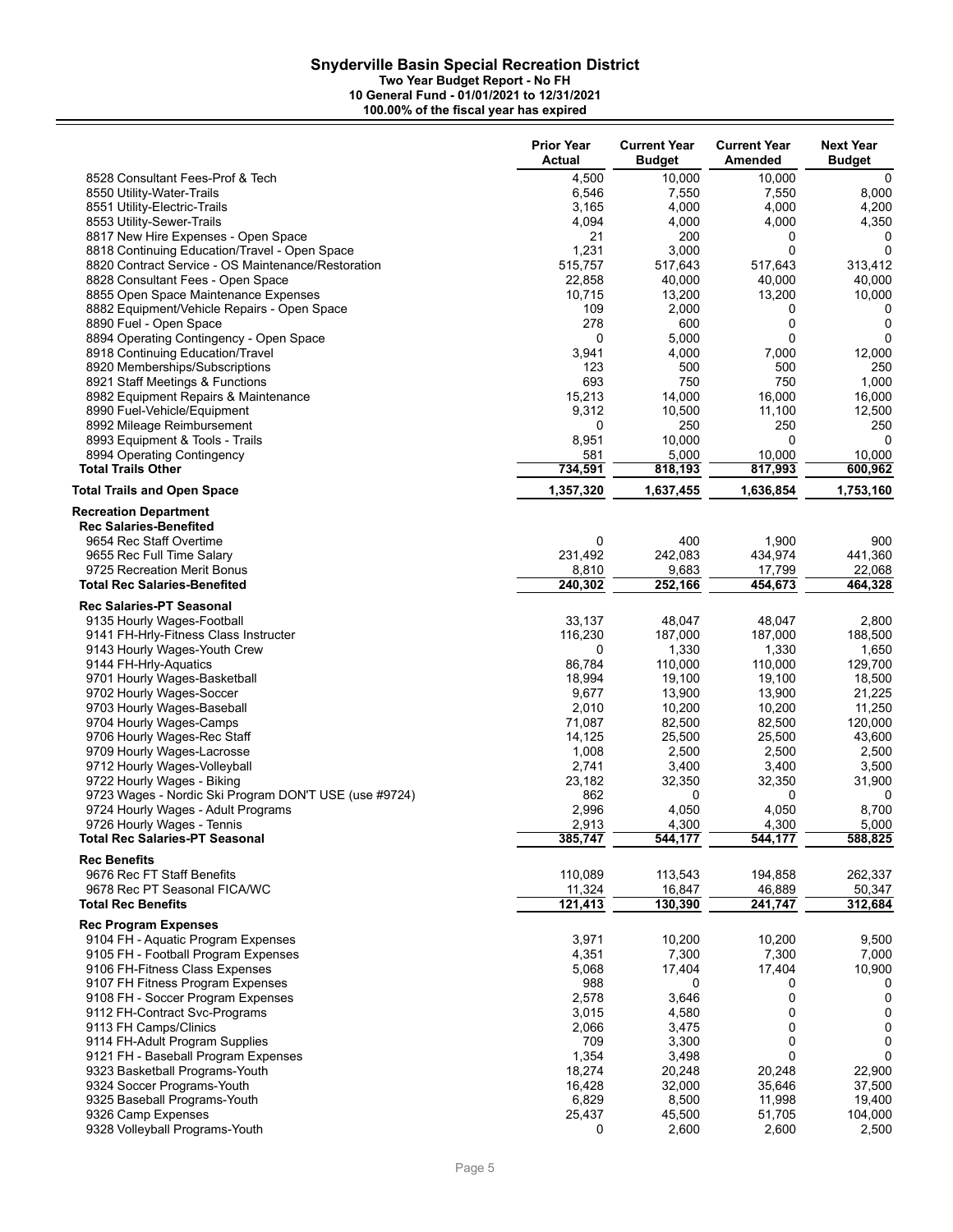# Snyderville Basin Special Recreation District

**Two Year Budget Report - No FH**
**10 General Fund - 01/01/2021 to 12/31/2021**
**100.00% of the fiscal year has expired**

| | Prior Year Actual | Current Year Budget | Current Year Amended | Next Year Budget |
|---|---|---|---|---|
| 8528 Consultant Fees-Prof & Tech | 4,500 | 10,000 | 10,000 | 0 |
| 8550 Utility-Water-Trails | 6,546 | 7,550 | 7,550 | 8,000 |
| 8551 Utility-Electric-Trails | 3,165 | 4,000 | 4,000 | 4,200 |
| 8553 Utility-Sewer-Trails | 4,094 | 4,000 | 4,000 | 4,350 |
| 8817 New Hire Expenses - Open Space | 21 | 200 | 0 | 0 |
| 8818 Continuing Education/Travel - Open Space | 1,231 | 3,000 | 0 | 0 |
| 8820 Contract Service - OS Maintenance/Restoration | 515,757 | 517,643 | 517,643 | 313,412 |
| 8828 Consultant Fees - Open Space | 22,858 | 40,000 | 40,000 | 40,000 |
| 8855 Open Space Maintenance Expenses | 10,715 | 13,200 | 13,200 | 10,000 |
| 8882 Equipment/Vehicle Repairs - Open Space | 109 | 2,000 | 0 | 0 |
| 8890 Fuel - Open Space | 278 | 600 | 0 | 0 |
| 8894 Operating Contingency - Open Space | 0 | 5,000 | 0 | 0 |
| 8918 Continuing Education/Travel | 3,941 | 4,000 | 7,000 | 12,000 |
| 8920 Memberships/Subscriptions | 123 | 500 | 500 | 250 |
| 8921 Staff Meetings & Functions | 693 | 750 | 750 | 1,000 |
| 8982 Equipment Repairs & Maintenance | 15,213 | 14,000 | 16,000 | 16,000 |
| 8990 Fuel-Vehicle/Equipment | 9,312 | 10,500 | 11,100 | 12,500 |
| 8992 Mileage Reimbursement | 0 | 250 | 250 | 250 |
| 8993 Equipment & Tools - Trails | 8,951 | 10,000 | 0 | 0 |
| 8994 Operating Contingency | 581 | 5,000 | 10,000 | 10,000 |
| **Total Trails Other** | **734,591** | **818,193** | **817,993** | **600,962** |
| **Total Trails and Open Space** | **1,357,320** | **1,637,455** | **1,636,854** | **1,753,160** |
| **Recreation Department** | | | | |
| **Rec Salaries-Benefited** | | | | |
| 9654 Rec Staff Overtime | 0 | 400 | 1,900 | 900 |
| 9655 Rec Full Time Salary | 231,492 | 242,083 | 434,974 | 441,360 |
| 9725 Recreation Merit Bonus | 8,810 | 9,683 | 17,799 | 22,068 |
| **Total Rec Salaries-Benefited** | **240,302** | **252,166** | **454,673** | **464,328** |
| **Rec Salaries-PT Seasonal** | | | | |
| 9135 Hourly Wages-Football | 33,137 | 48,047 | 48,047 | 2,800 |
| 9141 FH-Hrly-Fitness Class Instructer | 116,230 | 187,000 | 187,000 | 188,500 |
| 9143 Hourly Wages-Youth Crew | 0 | 1,330 | 1,330 | 1,650 |
| 9144 FH-Hrly-Aquatics | 86,784 | 110,000 | 110,000 | 129,700 |
| 9701 Hourly Wages-Basketball | 18,994 | 19,100 | 19,100 | 18,500 |
| 9702 Hourly Wages-Soccer | 9,677 | 13,900 | 13,900 | 21,225 |
| 9703 Hourly Wages-Baseball | 2,010 | 10,200 | 10,200 | 11,250 |
| 9704 Hourly Wages-Camps | 71,087 | 82,500 | 82,500 | 120,000 |
| 9706 Hourly Wages-Rec Staff | 14,125 | 25,500 | 25,500 | 43,600 |
| 9709 Hourly Wages-Lacrosse | 1,008 | 2,500 | 2,500 | 2,500 |
| 9712 Hourly Wages-Volleyball | 2,741 | 3,400 | 3,400 | 3,500 |
| 9722 Hourly Wages - Biking | 23,182 | 32,350 | 32,350 | 31,900 |
| 9723 Wages - Nordic Ski Program DON'T USE (use #9724) | 862 | 0 | 0 | 0 |
| 9724 Hourly Wages - Adult Programs | 2,996 | 4,050 | 4,050 | 8,700 |
| 9726 Hourly Wages - Tennis | 2,913 | 4,300 | 4,300 | 5,000 |
| **Total Rec Salaries-PT Seasonal** | **385,747** | **544,177** | **544,177** | **588,825** |
| **Rec Benefits** | | | | |
| 9676 Rec FT Staff Benefits | 110,089 | 113,543 | 194,858 | 262,337 |
| 9678 Rec PT Seasonal FICA/WC | 11,324 | 16,847 | 46,889 | 50,347 |
| **Total Rec Benefits** | **121,413** | **130,390** | **241,747** | **312,684** |
| **Rec Program Expenses** | | | | |
| 9104 FH - Aquatic Program Expenses | 3,971 | 10,200 | 10,200 | 9,500 |
| 9105 FH - Football Program Expenses | 4,351 | 7,300 | 7,300 | 7,000 |
| 9106 FH-Fitness Class Expenses | 5,068 | 17,404 | 17,404 | 10,900 |
| 9107 FH Fitness Program Expenses | 988 | 0 | 0 | 0 |
| 9108 FH - Soccer Program Expenses | 2,578 | 3,646 | 0 | 0 |
| 9112 FH-Contract Svc-Programs | 3,015 | 4,580 | 0 | 0 |
| 9113 FH Camps/Clinics | 2,066 | 3,475 | 0 | 0 |
| 9114 FH-Adult Program Supplies | 709 | 3,300 | 0 | 0 |
| 9121 FH - Baseball Program Expenses | 1,354 | 3,498 | 0 | 0 |
| 9323 Basketball Programs-Youth | 18,274 | 20,248 | 20,248 | 22,900 |
| 9324 Soccer Programs-Youth | 16,428 | 32,000 | 35,646 | 37,500 |
| 9325 Baseball Programs-Youth | 6,829 | 8,500 | 11,998 | 19,400 |
| 9326 Camp Expenses | 25,437 | 45,500 | 51,705 | 104,000 |
| 9328 Volleyball Programs-Youth | 0 | 2,600 | 2,600 | 2,500 |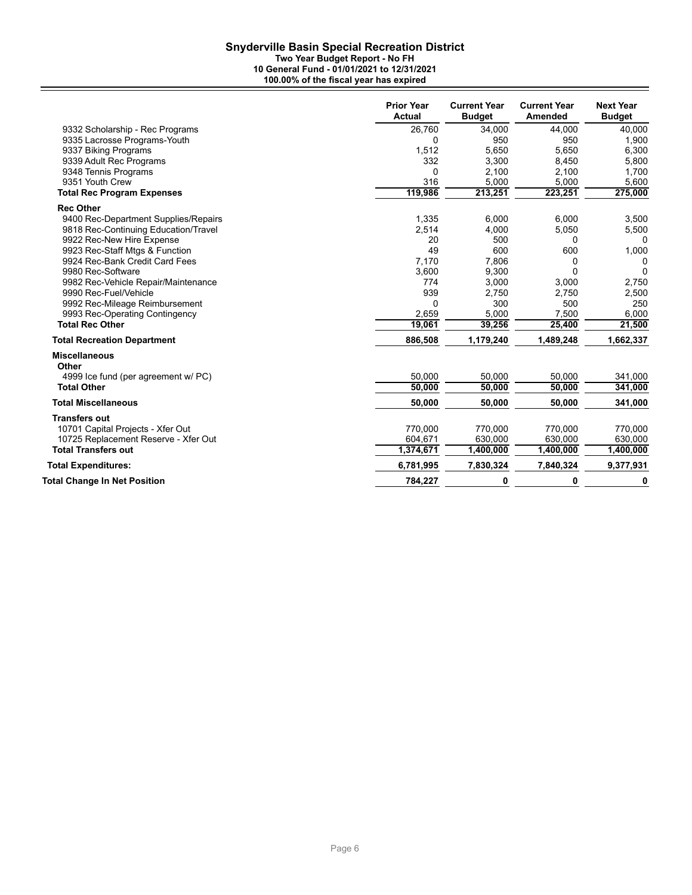# Snyderville Basin Special Recreation District

**Two Year Budget Report - No FH**
**10 General Fund - 01/01/2021 to 12/31/2021**
**100.00% of the fiscal year has expired**

| | Prior Year Actual | Current Year Budget | Current Year Amended | Next Year Budget |
|---|---|---|---|---|
| 9332 Scholarship - Rec Programs | 26,760 | 34,000 | 44,000 | 40,000 |
| 9335 Lacrosse Programs-Youth | 0 | 950 | 950 | 1,900 |
| 9337 Biking Programs | 1,512 | 5,650 | 5,650 | 6,300 |
| 9339 Adult Rec Programs | 332 | 3,300 | 8,450 | 5,800 |
| 9348 Tennis Programs | 0 | 2,100 | 2,100 | 1,700 |
| 9351 Youth Crew | 316 | 5,000 | 5,000 | 5,600 |
| **Total Rec Program Expenses** | **119,986** | **213,251** | **223,251** | **275,000** |
| **Rec Other** | | | | |
| 9400 Rec-Department Supplies/Repairs | 1,335 | 6,000 | 6,000 | 3,500 |
| 9818 Rec-Continuing Education/Travel | 2,514 | 4,000 | 5,050 | 5,500 |
| 9922 Rec-New Hire Expense | 20 | 500 | 0 | 0 |
| 9923 Rec-Staff Mtgs & Function | 49 | 600 | 600 | 1,000 |
| 9924 Rec-Bank Credit Card Fees | 7,170 | 7,806 | 0 | 0 |
| 9980 Rec-Software | 3,600 | 9,300 | 0 | 0 |
| 9982 Rec-Vehicle Repair/Maintenance | 774 | 3,000 | 3,000 | 2,750 |
| 9990 Rec-Fuel/Vehicle | 939 | 2,750 | 2,750 | 2,500 |
| 9992 Rec-Mileage Reimbursement | 0 | 300 | 500 | 250 |
| 9993 Rec-Operating Contingency | 2,659 | 5,000 | 7,500 | 6,000 |
| **Total Rec Other** | **19,061** | **39,256** | **25,400** | **21,500** |
| **Total Recreation Department** | **886,508** | **1,179,240** | **1,489,248** | **1,662,337** |
| **Miscellaneous** | | | | |
| **Other** | | | | |
| 4999 Ice fund (per agreement w/ PC) | 50,000 | 50,000 | 50,000 | 341,000 |
| **Total Other** | **50,000** | **50,000** | **50,000** | **341,000** |
| **Total Miscellaneous** | **50,000** | **50,000** | **50,000** | **341,000** |
| **Transfers out** | | | | |
| 10701 Capital Projects - Xfer Out | 770,000 | 770,000 | 770,000 | 770,000 |
| 10725 Replacement Reserve - Xfer Out | 604,671 | 630,000 | 630,000 | 630,000 |
| **Total Transfers out** | **1,374,671** | **1,400,000** | **1,400,000** | **1,400,000** |
| **Total Expenditures:** | **6,781,995** | **7,830,324** | **7,840,324** | **9,377,931** |
| **Total Change In Net Position** | **784,227** | **0** | **0** | **0** |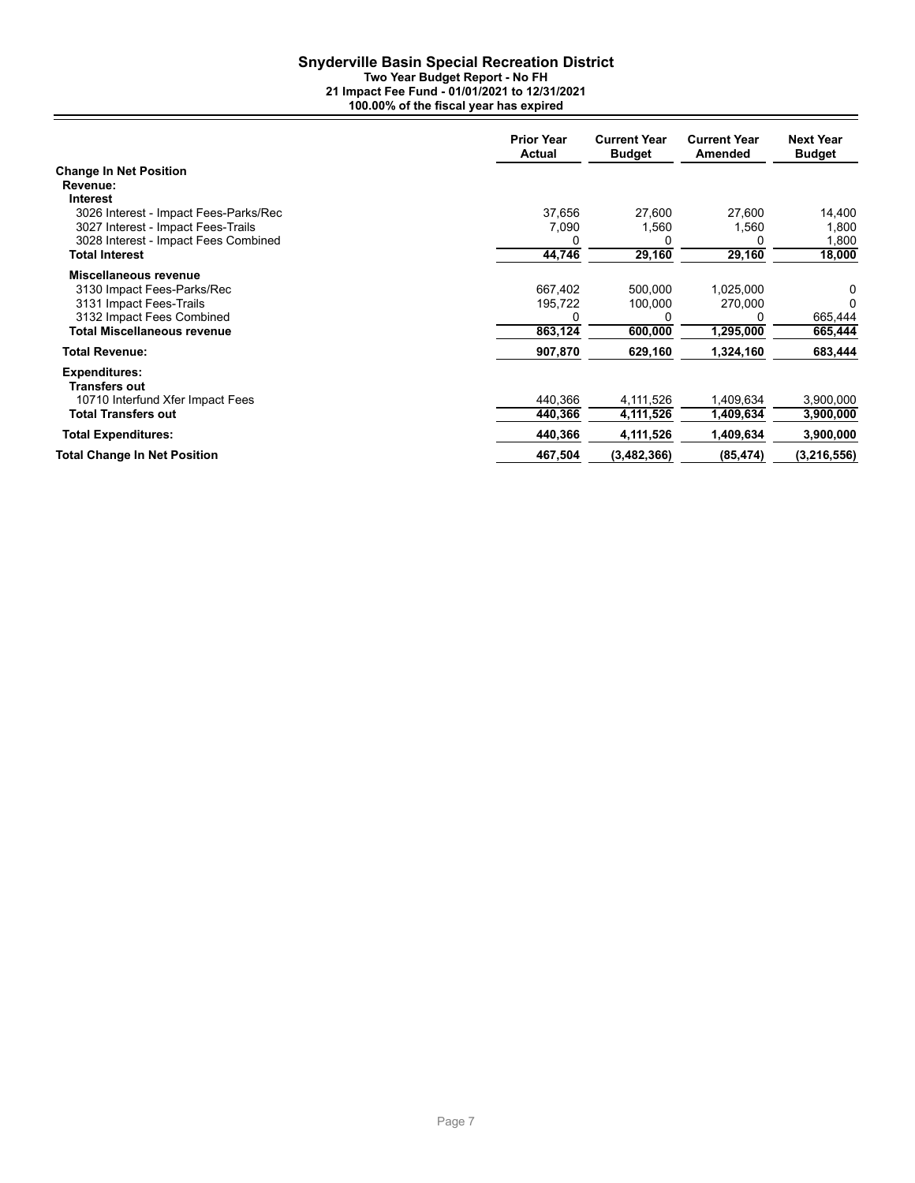# Snyderville Basin Special Recreation District

**Two Year Budget Report - No FH**
**21 Impact Fee Fund - 01/01/2021 to 12/31/2021**
**100.00% of the fiscal year has expired**

| | Prior Year Actual | Current Year Budget | Current Year Amended | Next Year Budget |
|---|---|---|---|---|
| **Change In Net Position** | | | | |
| **Revenue:** | | | | |
| **Interest** | | | | |
| 3026 Interest - Impact Fees-Parks/Rec | 37,656 | 27,600 | 27,600 | 14,400 |
| 3027 Interest - Impact Fees-Trails | 7,090 | 1,560 | 1,560 | 1,800 |
| 3028 Interest - Impact Fees Combined | 0 | 0 | 0 | 1,800 |
| **Total Interest** | **44,746** | **29,160** | **29,160** | **18,000** |
| **Miscellaneous revenue** | | | | |
| 3130 Impact Fees-Parks/Rec | 667,402 | 500,000 | 1,025,000 | 0 |
| 3131 Impact Fees-Trails | 195,722 | 100,000 | 270,000 | 0 |
| 3132 Impact Fees Combined | 0 | 0 | 0 | 665,444 |
| **Total Miscellaneous revenue** | **863,124** | **600,000** | **1,295,000** | **665,444** |
| **Total Revenue:** | **907,870** | **629,160** | **1,324,160** | **683,444** |
| **Expenditures:** | | | | |
| **Transfers out** | | | | |
| 10710 Interfund Xfer Impact Fees | 440,366 | 4,111,526 | 1,409,634 | 3,900,000 |
| **Total Transfers out** | **440,366** | **4,111,526** | **1,409,634** | **3,900,000** |
| **Total Expenditures:** | **440,366** | **4,111,526** | **1,409,634** | **3,900,000** |
| **Total Change In Net Position** | **467,504** | **(3,482,366)** | **(85,474)** | **(3,216,556)** |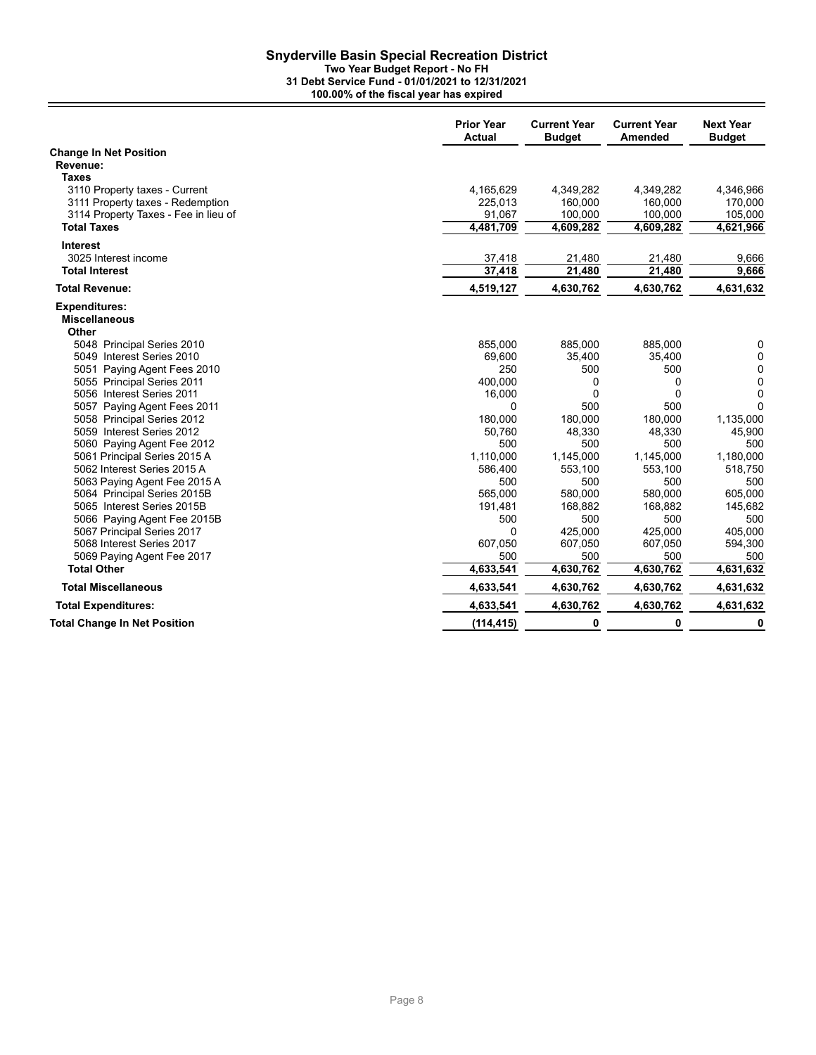# Snyderville Basin Special Recreation District

**Two Year Budget Report - No FH**
**31 Debt Service Fund - 01/01/2021 to 12/31/2021**
**100.00% of the fiscal year has expired**

| | Prior Year Actual | Current Year Budget | Current Year Amended | Next Year Budget |
|---|---|---|---|---|
| **Change In Net Position** | | | | |
| **Revenue:** | | | | |
| **Taxes** | | | | |
| 3110 Property taxes - Current | 4,165,629 | 4,349,282 | 4,349,282 | 4,346,966 |
| 3111 Property taxes - Redemption | 225,013 | 160,000 | 160,000 | 170,000 |
| 3114 Property Taxes - Fee in lieu of | 91,067 | 100,000 | 100,000 | 105,000 |
| **Total Taxes** | **4,481,709** | **4,609,282** | **4,609,282** | **4,621,966** |
| **Interest** | | | | |
| 3025 Interest income | 37,418 | 21,480 | 21,480 | 9,666 |
| **Total Interest** | **37,418** | **21,480** | **21,480** | **9,666** |
| **Total Revenue:** | **4,519,127** | **4,630,762** | **4,630,762** | **4,631,632** |
| **Expenditures:** | | | | |
| **Miscellaneous** | | | | |
| **Other** | | | | |
| 5048 Principal Series 2010 | 855,000 | 885,000 | 885,000 | 0 |
| 5049 Interest Series 2010 | 69,600 | 35,400 | 35,400 | 0 |
| 5051 Paying Agent Fees 2010 | 250 | 500 | 500 | 0 |
| 5055 Principal Series 2011 | 400,000 | 0 | 0 | 0 |
| 5056 Interest Series 2011 | 16,000 | 0 | 0 | 0 |
| 5057 Paying Agent Fees 2011 | 0 | 500 | 500 | 0 |
| 5058 Principal Series 2012 | 180,000 | 180,000 | 180,000 | 1,135,000 |
| 5059 Interest Series 2012 | 50,760 | 48,330 | 48,330 | 45,900 |
| 5060 Paying Agent Fee 2012 | 500 | 500 | 500 | 500 |
| 5061 Principal Series 2015 A | 1,110,000 | 1,145,000 | 1,145,000 | 1,180,000 |
| 5062 Interest Series 2015 A | 586,400 | 553,100 | 553,100 | 518,750 |
| 5063 Paying Agent Fee 2015 A | 500 | 500 | 500 | 500 |
| 5064 Principal Series 2015B | 565,000 | 580,000 | 580,000 | 605,000 |
| 5065 Interest Series 2015B | 191,481 | 168,882 | 168,882 | 145,682 |
| 5066 Paying Agent Fee 2015B | 500 | 500 | 500 | 500 |
| 5067 Principal Series 2017 | 0 | 425,000 | 425,000 | 405,000 |
| 5068 Interest Series 2017 | 607,050 | 607,050 | 607,050 | 594,300 |
| 5069 Paying Agent Fee 2017 | 500 | 500 | 500 | 500 |
| **Total Other** | **4,633,541** | **4,630,762** | **4,630,762** | **4,631,632** |
| **Total Miscellaneous** | **4,633,541** | **4,630,762** | **4,630,762** | **4,631,632** |
| **Total Expenditures:** | **4,633,541** | **4,630,762** | **4,630,762** | **4,631,632** |
| **Total Change In Net Position** | **(114,415)** | **0** | **0** | **0** |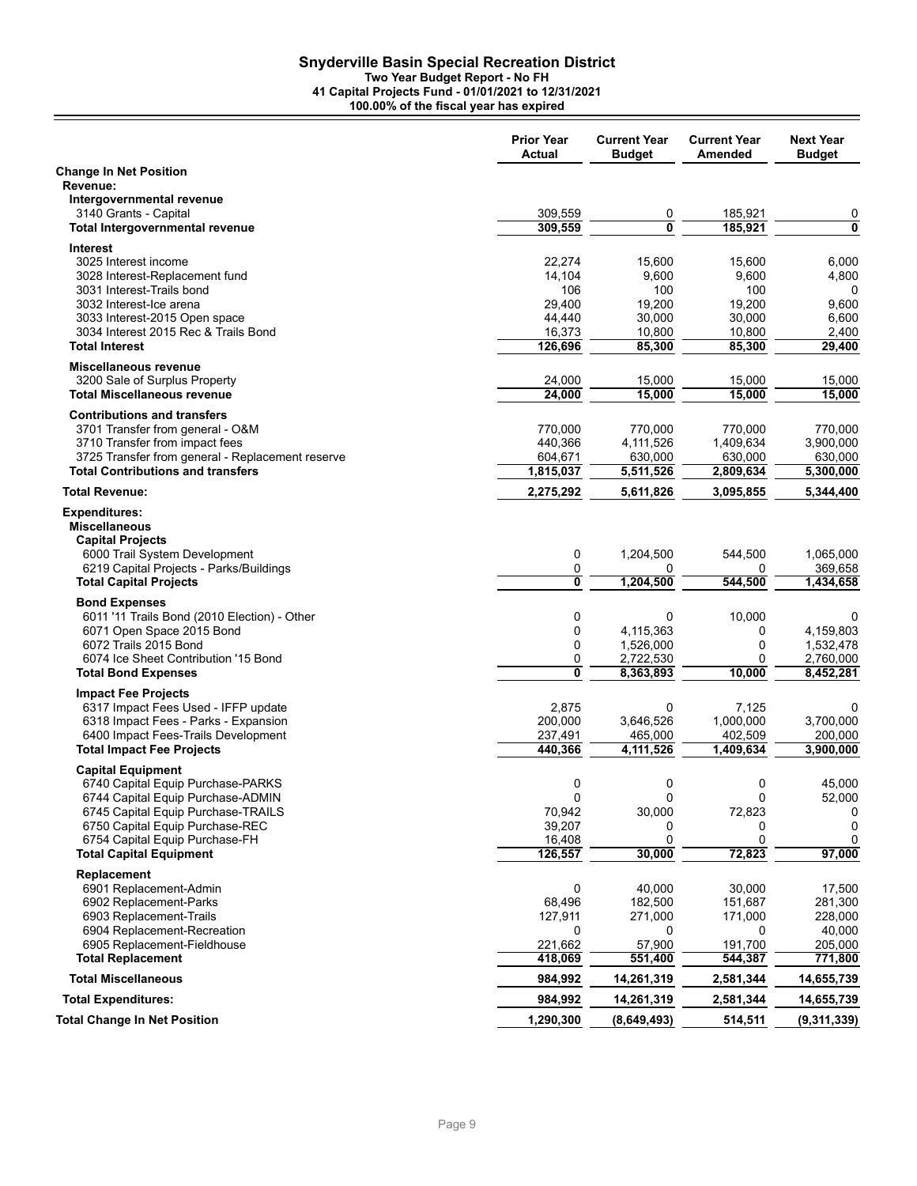# Snyderville Basin Special Recreation District

**Two Year Budget Report - No FH**
**41 Capital Projects Fund - 01/01/2021 to 12/31/2021**
**100.00% of the fiscal year has expired**

| | Prior Year Actual | Current Year Budget | Current Year Amended | Next Year Budget |
|---|---|---|---|---|
| **Change In Net Position** | | | | |
| **Revenue:** | | | | |
| **Intergovernmental revenue** | | | | |
| 3140 Grants - Capital | 309,559 | 0 | 185,921 | 0 |
| **Total Intergovernmental revenue** | **309,559** | **0** | **185,921** | **0** |
| **Interest** | | | | |
| 3025 Interest income | 22,274 | 15,600 | 15,600 | 6,000 |
| 3028 Interest-Replacement fund | 14,104 | 9,600 | 9,600 | 4,800 |
| 3031 Interest-Trails bond | 106 | 100 | 100 | 0 |
| 3032 Interest-Ice arena | 29,400 | 19,200 | 19,200 | 9,600 |
| 3033 Interest-2015 Open space | 44,440 | 30,000 | 30,000 | 6,600 |
| 3034 Interest 2015 Rec & Trails Bond | 16,373 | 10,800 | 10,800 | 2,400 |
| **Total Interest** | **126,696** | **85,300** | **85,300** | **29,400** |
| **Miscellaneous revenue** | | | | |
| 3200 Sale of Surplus Property | 24,000 | 15,000 | 15,000 | 15,000 |
| **Total Miscellaneous revenue** | **24,000** | **15,000** | **15,000** | **15,000** |
| **Contributions and transfers** | | | | |
| 3701 Transfer from general - O&M | 770,000 | 770,000 | 770,000 | 770,000 |
| 3710 Transfer from impact fees | 440,366 | 4,111,526 | 1,409,634 | 3,900,000 |
| 3725 Transfer from general - Replacement reserve | 604,671 | 630,000 | 630,000 | 630,000 |
| **Total Contributions and transfers** | **1,815,037** | **5,511,526** | **2,809,634** | **5,300,000** |
| **Total Revenue:** | **2,275,292** | **5,611,826** | **3,095,855** | **5,344,400** |
| **Expenditures:** | | | | |
| **Miscellaneous** | | | | |
| **Capital Projects** | | | | |
| 6000 Trail System Development | 0 | 1,204,500 | 544,500 | 1,065,000 |
| 6219 Capital Projects - Parks/Buildings | 0 | 0 | 0 | 369,658 |
| **Total Capital Projects** | **0** | **1,204,500** | **544,500** | **1,434,658** |
| **Bond Expenses** | | | | |
| 6011 '11 Trails Bond (2010 Election) - Other | 0 | 0 | 10,000 | 0 |
| 6071 Open Space 2015 Bond | 0 | 4,115,363 | 0 | 4,159,803 |
| 6072 Trails 2015 Bond | 0 | 1,526,000 | 0 | 1,532,478 |
| 6074 Ice Sheet Contribution '15 Bond | 0 | 2,722,530 | 0 | 2,760,000 |
| **Total Bond Expenses** | **0** | **8,363,893** | **10,000** | **8,452,281** |
| **Impact Fee Projects** | | | | |
| 6317 Impact Fees Used - IFFP update | 2,875 | 0 | 7,125 | 0 |
| 6318 Impact Fees - Parks - Expansion | 200,000 | 3,646,526 | 1,000,000 | 3,700,000 |
| 6400 Impact Fees-Trails Development | 237,491 | 465,000 | 402,509 | 200,000 |
| **Total Impact Fee Projects** | **440,366** | **4,111,526** | **1,409,634** | **3,900,000** |
| **Capital Equipment** | | | | |
| 6740 Capital Equip Purchase-PARKS | 0 | 0 | 0 | 45,000 |
| 6744 Capital Equip Purchase-ADMIN | 0 | 0 | 0 | 52,000 |
| 6745 Capital Equip Purchase-TRAILS | 70,942 | 30,000 | 72,823 | 0 |
| 6750 Capital Equip Purchase-REC | 39,207 | 0 | 0 | 0 |
| 6754 Capital Equip Purchase-FH | 16,408 | 0 | 0 | 0 |
| **Total Capital Equipment** | **126,557** | **30,000** | **72,823** | **97,000** |
| **Replacement** | | | | |
| 6901 Replacement-Admin | 0 | 40,000 | 30,000 | 17,500 |
| 6902 Replacement-Parks | 68,496 | 182,500 | 151,687 | 281,300 |
| 6903 Replacement-Trails | 127,911 | 271,000 | 171,000 | 228,000 |
| 6904 Replacement-Recreation | 0 | 0 | 0 | 40,000 |
| 6905 Replacement-Fieldhouse | 221,662 | 57,900 | 191,700 | 205,000 |
| **Total Replacement** | **418,069** | **551,400** | **544,387** | **771,800** |
| **Total Miscellaneous** | **984,992** | **14,261,319** | **2,581,344** | **14,655,739** |
| **Total Expenditures:** | **984,992** | **14,261,319** | **2,581,344** | **14,655,739** |
| **Total Change In Net Position** | **1,290,300** | **(8,649,493)** | **514,511** | **(9,311,339)** |